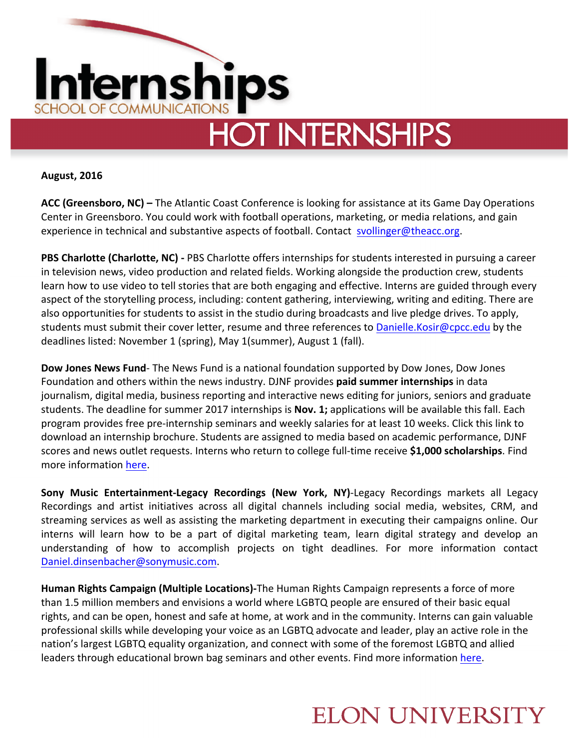# Internships

SCHOOL OF COMMUNICATIONS

## HOT INTERNSHIPS

**August, 2016**

**ACC (Greensboro, NC) –** The Atlantic Coast Conference is looking for assistance at its Game Day Operations Center in Greensboro. You could work with football operations, marketing, or media relations, and gain experience in technical and substantive aspects of football. Contact svollinger@theacc.org.

**PBS Charlotte (Charlotte, NC) -** PBS Charlotte offers internships for students interested in pursuing a career in television news, video production and related fields. Working alongside the production crew, students learn how to use video to tell stories that are both engaging and effective. Interns are guided through every aspect of the storytelling process, including: content gathering, interviewing, writing and editing. There are also opportunities for students to assist in the studio during broadcasts and live pledge drives. To apply, students must submit their cover letter, resume and three references to Danielle.Kosir@cpcc.edu by the deadlines listed: November 1 (spring), May 1(summer), August 1 (fall).

**Dow Jones News Fund**- The News Fund is a national foundation supported by Dow Jones, Dow Jones Foundation and others within the news industry. DJNF provides **paid summer internships** in data journalism, digital media, business reporting and interactive news editing for juniors, seniors and graduate students. The deadline for summer 2017 internships is **Nov. 1;** applications will be available this fall. Each program provides free pre-internship seminars and weekly salaries for at least 10 weeks. Click this link to download an internship brochure. Students are assigned to media based on academic performance, DJNF scores and news outlet requests. Interns who return to college full-time receive **$1,000 scholarships**. Find more information here.

**Sony Music Entertainment-Legacy Recordings (New York, NY)**-Legacy Recordings markets all Legacy Recordings and artist initiatives across all digital channels including social media, websites, CRM, and streaming services as well as assisting the marketing department in executing their campaigns online. Our interns will learn how to be a part of digital marketing team, learn digital strategy and develop an understanding of how to accomplish projects on tight deadlines. For more information contact Daniel.dinsenbacher@sonymusic.com.

**Human Rights Campaign (Multiple Locations)-**The Human Rights Campaign represents a force of more than 1.5 million members and envisions a world where LGBTQ people are ensured of their basic equal rights, and can be open, honest and safe at home, at work and in the community. Interns can gain valuable professional skills while developing your voice as an LGBTQ advocate and leader, play an active role in the nation's largest LGBTQ equality organization, and connect with some of the foremost LGBTQ and allied leaders through educational brown bag seminars and other events. Find more information here.

ELON UNIVERSITY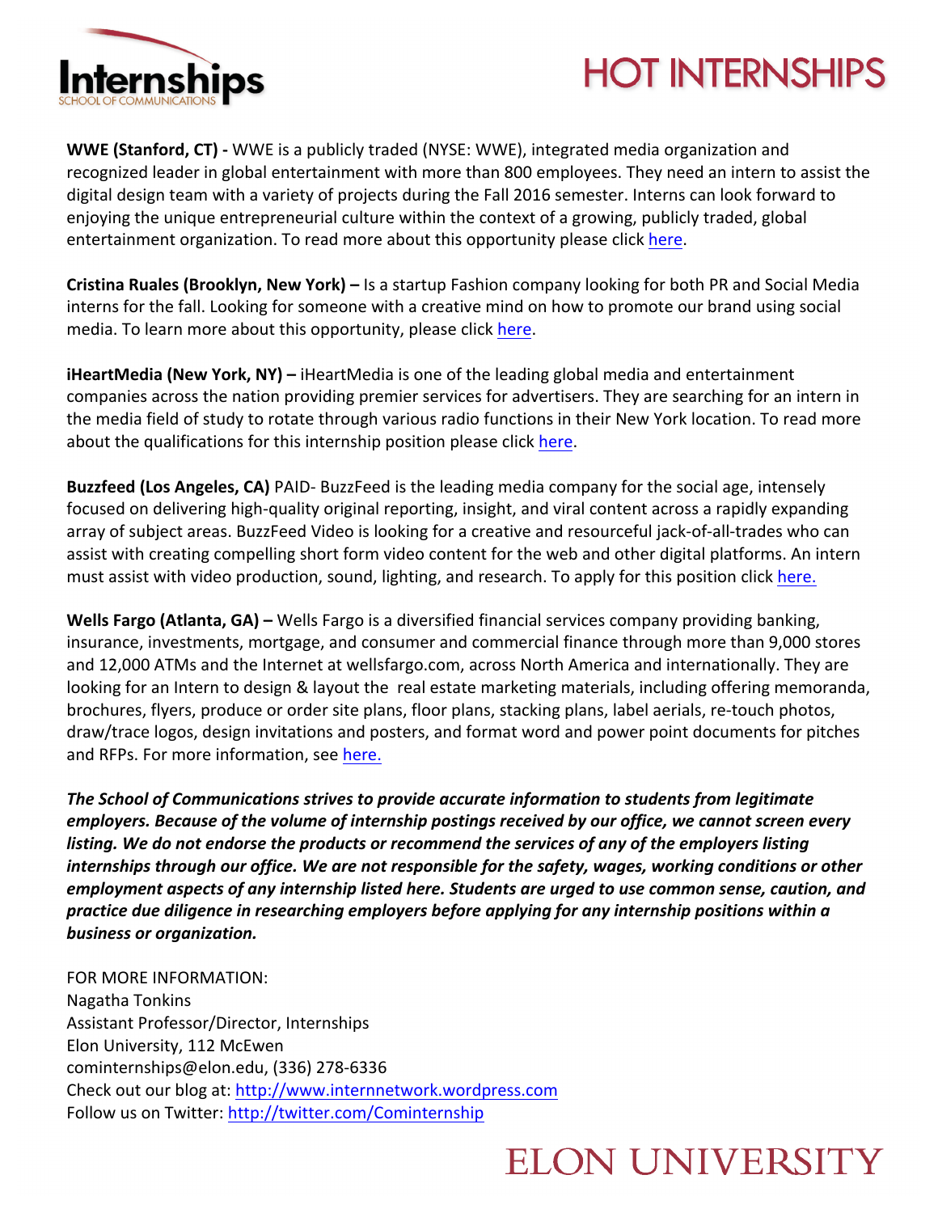# HOT INTERNSHIPS

**WWE (Stanford, CT) -** WWE is a publicly traded (NYSE: WWE), integrated media organization and recognized leader in global entertainment with more than 800 employees. They need an intern to assist the digital design team with a variety of projects during the Fall 2016 semester. Interns can look forward to enjoying the unique entrepreneurial culture within the context of a growing, publicly traded, global entertainment organization. To read more about this opportunity please click here.

**Cristina Ruales (Brooklyn, New York) –** Is a startup Fashion company looking for both PR and Social Media interns for the fall. Looking for someone with a creative mind on how to promote our brand using social media. To learn more about this opportunity, please click here.

**iHeartMedia (New York, NY) –** iHeartMedia is one of the leading global media and entertainment companies across the nation providing premier services for advertisers. They are searching for an intern in the media field of study to rotate through various radio functions in their New York location. To read more about the qualifications for this internship position please click here.

**Buzzfeed (Los Angeles, CA)** PAID- BuzzFeed is the leading media company for the social age, intensely focused on delivering high-quality original reporting, insight, and viral content across a rapidly expanding array of subject areas. BuzzFeed Video is looking for a creative and resourceful jack-of-all-trades who can assist with creating compelling short form video content for the web and other digital platforms. An intern must assist with video production, sound, lighting, and research. To apply for this position click here.

**Wells Fargo (Atlanta, GA) –** Wells Fargo is a diversified financial services company providing banking, insurance, investments, mortgage, and consumer and commercial finance through more than 9,000 stores and 12,000 ATMs and the Internet at wellsfargo.com, across North America and internationally. They are looking for an Intern to design & layout the real estate marketing materials, including offering memoranda, brochures, flyers, produce or order site plans, floor plans, stacking plans, label aerials, re-touch photos, draw/trace logos, design invitations and posters, and format word and power point documents for pitches and RFPs. For more information, see here.

***The School of Communications strives to provide accurate information to students from legitimate employers. Because of the volume of internship postings received by our office, we cannot screen every listing. We do not endorse the products or recommend the services of any of the employers listing internships through our office. We are not responsible for the safety, wages, working conditions or other employment aspects of any internship listed here. Students are urged to use common sense, caution, and practice due diligence in researching employers before applying for any internship positions within a business or organization.***

FOR MORE INFORMATION:
Nagatha Tonkins
Assistant Professor/Director, Internships
Elon University, 112 McEwen
cominternships@elon.edu, (336) 278-6336
Check out our blog at: http://www.internnetwork.wordpress.com
Follow us on Twitter: http://twitter.com/Cominternship

ELON UNIVERSITY